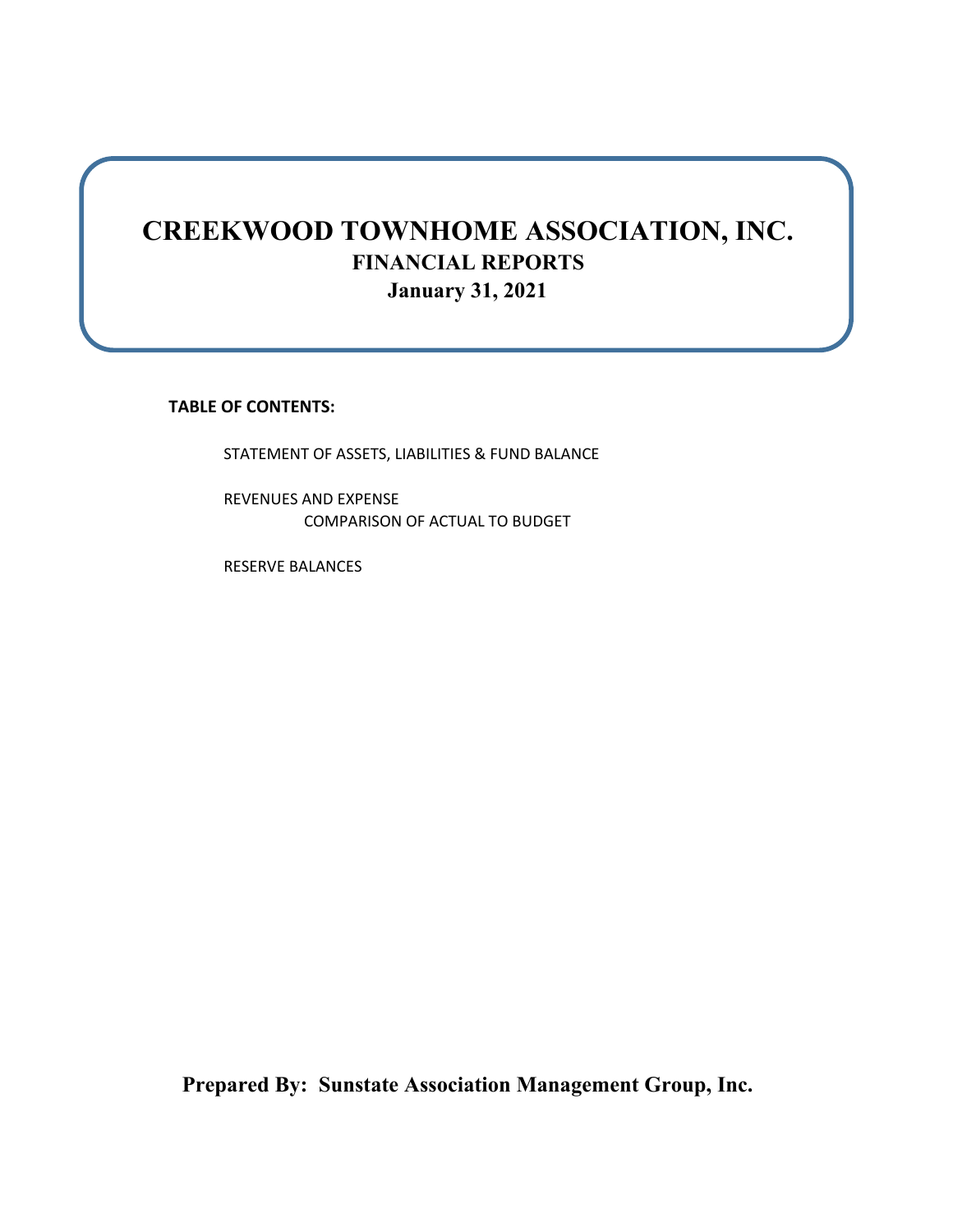# CREEKWOOD TOWNHOME ASSOCIATION, INC.

## FINANCIAL REPORTS

### January 31, 2021

**TABLE OF CONTENTS:**

STATEMENT OF ASSETS, LIABILITIES & FUND BALANCE

REVENUES AND EXPENSE
COMPARISON OF ACTUAL TO BUDGET

RESERVE BALANCES

**Prepared By: Sunstate Association Management Group, Inc.**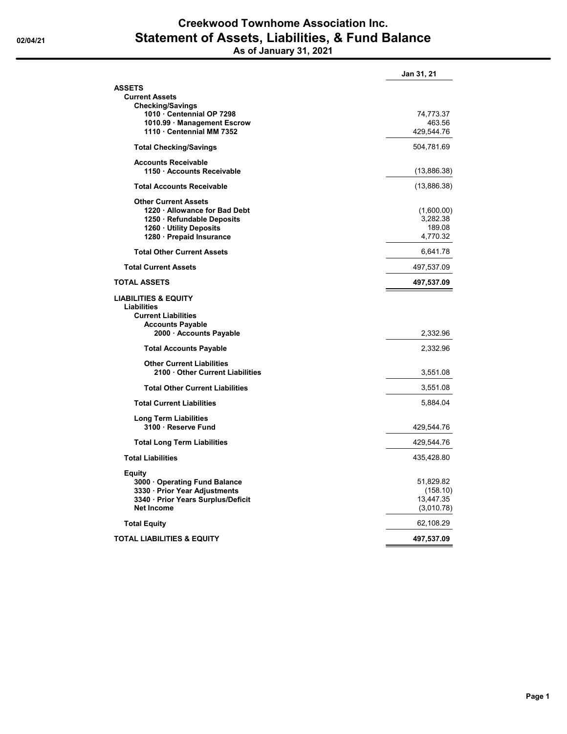# Creekwood Townhome Association Inc.

## Statement of Assets, Liabilities, & Fund Balance

### As of January 31, 2021

02/04/21

| | Jan 31, 21 |
|---|---|
| **ASSETS** | |
| **Current Assets** | |
| **Checking/Savings** | |
| **1010 · Centennial OP 7298** | 74,773.37 |
| **1010.99 · Management Escrow** | 463.56 |
| **1110 · Centennial MM 7352** | 429,544.76 |
| **Total Checking/Savings** | 504,781.69 |
| **Accounts Receivable** | |
| **1150 · Accounts Receivable** | (13,886.38) |
| **Total Accounts Receivable** | (13,886.38) |
| **Other Current Assets** | |
| **1220 · Allowance for Bad Debt** | (1,600.00) |
| **1250 · Refundable Deposits** | 3,282.38 |
| **1260 · Utility Deposits** | 189.08 |
| **1280 · Prepaid Insurance** | 4,770.32 |
| **Total Other Current Assets** | 6,641.78 |
| **Total Current Assets** | 497,537.09 |
| **TOTAL ASSETS** | **497,537.09** |
| **LIABILITIES & EQUITY** | |
| **Liabilities** | |
| **Current Liabilities** | |
| **Accounts Payable** | |
| **2000 · Accounts Payable** | 2,332.96 |
| **Total Accounts Payable** | 2,332.96 |
| **Other Current Liabilities** | |
| **2100 · Other Current Liabilities** | 3,551.08 |
| **Total Other Current Liabilities** | 3,551.08 |
| **Total Current Liabilities** | 5,884.04 |
| **Long Term Liabilities** | |
| **3100 · Reserve Fund** | 429,544.76 |
| **Total Long Term Liabilities** | 429,544.76 |
| **Total Liabilities** | 435,428.80 |
| **Equity** | |
| **3000 · Operating Fund Balance** | 51,829.82 |
| **3330 · Prior Year Adjustments** | (158.10) |
| **3340 · Prior Years Surplus/Deficit** | 13,447.35 |
| **Net Income** | (3,010.78) |
| **Total Equity** | 62,108.29 |
| **TOTAL LIABILITIES & EQUITY** | **497,537.09** |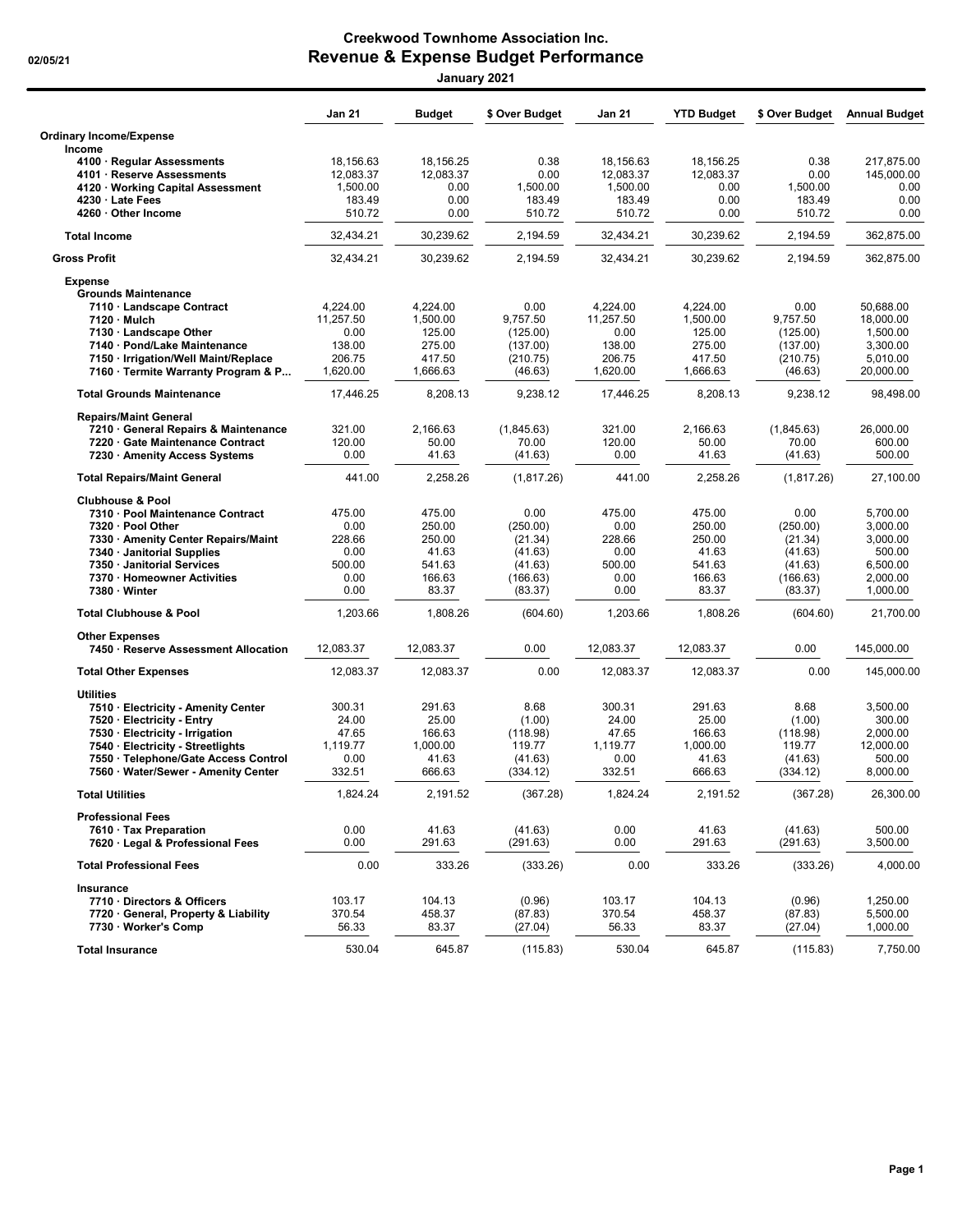# Creekwood Townhome Association Inc.

## Revenue & Expense Budget Performance

**January 2021**

02/05/21

| | Jan 21 | Budget | $ Over Budget | Jan 21 | YTD Budget | $ Over Budget | Annual Budget |
|---|---|---|---|---|---|---|---|
| **Ordinary Income/Expense** | | | | | | | |
| **Income** | | | | | | | |
| 4100 · Regular Assessments | 18,156.63 | 18,156.25 | 0.38 | 18,156.63 | 18,156.25 | 0.38 | 217,875.00 |
| 4101 · Reserve Assessments | 12,083.37 | 12,083.37 | 0.00 | 12,083.37 | 12,083.37 | 0.00 | 145,000.00 |
| 4120 · Working Capital Assessment | 1,500.00 | 0.00 | 1,500.00 | 1,500.00 | 0.00 | 1,500.00 | 0.00 |
| 4230 · Late Fees | 183.49 | 0.00 | 183.49 | 183.49 | 0.00 | 183.49 | 0.00 |
| 4260 · Other Income | 510.72 | 0.00 | 510.72 | 510.72 | 0.00 | 510.72 | 0.00 |
| **Total Income** | 32,434.21 | 30,239.62 | 2,194.59 | 32,434.21 | 30,239.62 | 2,194.59 | 362,875.00 |
| **Gross Profit** | 32,434.21 | 30,239.62 | 2,194.59 | 32,434.21 | 30,239.62 | 2,194.59 | 362,875.00 |
| **Expense** | | | | | | | |
| **Grounds Maintenance** | | | | | | | |
| 7110 · Landscape Contract | 4,224.00 | 4,224.00 | 0.00 | 4,224.00 | 4,224.00 | 0.00 | 50,688.00 |
| 7120 · Mulch | 11,257.50 | 1,500.00 | 9,757.50 | 11,257.50 | 1,500.00 | 9,757.50 | 18,000.00 |
| 7130 · Landscape Other | 0.00 | 125.00 | (125.00) | 0.00 | 125.00 | (125.00) | 1,500.00 |
| 7140 · Pond/Lake Maintenance | 138.00 | 275.00 | (137.00) | 138.00 | 275.00 | (137.00) | 3,300.00 |
| 7150 · Irrigation/Well Maint/Replace | 206.75 | 417.50 | (210.75) | 206.75 | 417.50 | (210.75) | 5,010.00 |
| 7160 · Termite Warranty Program & P... | 1,620.00 | 1,666.63 | (46.63) | 1,620.00 | 1,666.63 | (46.63) | 20,000.00 |
| **Total Grounds Maintenance** | 17,446.25 | 8,208.13 | 9,238.12 | 17,446.25 | 8,208.13 | 9,238.12 | 98,498.00 |
| **Repairs/Maint General** | | | | | | | |
| 7210 · General Repairs & Maintenance | 321.00 | 2,166.63 | (1,845.63) | 321.00 | 2,166.63 | (1,845.63) | 26,000.00 |
| 7220 · Gate Maintenance Contract | 120.00 | 50.00 | 70.00 | 120.00 | 50.00 | 70.00 | 600.00 |
| 7230 · Amenity Access Systems | 0.00 | 41.63 | (41.63) | 0.00 | 41.63 | (41.63) | 500.00 |
| **Total Repairs/Maint General** | 441.00 | 2,258.26 | (1,817.26) | 441.00 | 2,258.26 | (1,817.26) | 27,100.00 |
| **Clubhouse & Pool** | | | | | | | |
| 7310 · Pool Maintenance Contract | 475.00 | 475.00 | 0.00 | 475.00 | 475.00 | 0.00 | 5,700.00 |
| 7320 · Pool Other | 0.00 | 250.00 | (250.00) | 0.00 | 250.00 | (250.00) | 3,000.00 |
| 7330 · Amenity Center Repairs/Maint | 228.66 | 250.00 | (21.34) | 228.66 | 250.00 | (21.34) | 3,000.00 |
| 7340 · Janitorial Supplies | 0.00 | 41.63 | (41.63) | 0.00 | 41.63 | (41.63) | 500.00 |
| 7350 · Janitorial Services | 500.00 | 541.63 | (41.63) | 500.00 | 541.63 | (41.63) | 6,500.00 |
| 7370 · Homeowner Activities | 0.00 | 166.63 | (166.63) | 0.00 | 166.63 | (166.63) | 2,000.00 |
| 7380 · Winter | 0.00 | 83.37 | (83.37) | 0.00 | 83.37 | (83.37) | 1,000.00 |
| **Total Clubhouse & Pool** | 1,203.66 | 1,808.26 | (604.60) | 1,203.66 | 1,808.26 | (604.60) | 21,700.00 |
| **Other Expenses** | | | | | | | |
| 7450 · Reserve Assessment Allocation | 12,083.37 | 12,083.37 | 0.00 | 12,083.37 | 12,083.37 | 0.00 | 145,000.00 |
| **Total Other Expenses** | 12,083.37 | 12,083.37 | 0.00 | 12,083.37 | 12,083.37 | 0.00 | 145,000.00 |
| **Utilities** | | | | | | | |
| 7510 · Electricity - Amenity Center | 300.31 | 291.63 | 8.68 | 300.31 | 291.63 | 8.68 | 3,500.00 |
| 7520 · Electricity - Entry | 24.00 | 25.00 | (1.00) | 24.00 | 25.00 | (1.00) | 300.00 |
| 7530 · Electricity - Irrigation | 47.65 | 166.63 | (118.98) | 47.65 | 166.63 | (118.98) | 2,000.00 |
| 7540 · Electricity - Streetlights | 1,119.77 | 1,000.00 | 119.77 | 1,119.77 | 1,000.00 | 119.77 | 12,000.00 |
| 7550 · Telephone/Gate Access Control | 0.00 | 41.63 | (41.63) | 0.00 | 41.63 | (41.63) | 500.00 |
| 7560 · Water/Sewer - Amenity Center | 332.51 | 666.63 | (334.12) | 332.51 | 666.63 | (334.12) | 8,000.00 |
| **Total Utilities** | 1,824.24 | 2,191.52 | (367.28) | 1,824.24 | 2,191.52 | (367.28) | 26,300.00 |
| **Professional Fees** | | | | | | | |
| 7610 · Tax Preparation | 0.00 | 41.63 | (41.63) | 0.00 | 41.63 | (41.63) | 500.00 |
| 7620 · Legal & Professional Fees | 0.00 | 291.63 | (291.63) | 0.00 | 291.63 | (291.63) | 3,500.00 |
| **Total Professional Fees** | 0.00 | 333.26 | (333.26) | 0.00 | 333.26 | (333.26) | 4,000.00 |
| **Insurance** | | | | | | | |
| 7710 · Directors & Officers | 103.17 | 104.13 | (0.96) | 103.17 | 104.13 | (0.96) | 1,250.00 |
| 7720 · General, Property & Liability | 370.54 | 458.37 | (87.83) | 370.54 | 458.37 | (87.83) | 5,500.00 |
| 7730 · Worker's Comp | 56.33 | 83.37 | (27.04) | 56.33 | 83.37 | (27.04) | 1,000.00 |
| **Total Insurance** | 530.04 | 645.87 | (115.83) | 530.04 | 645.87 | (115.83) | 7,750.00 |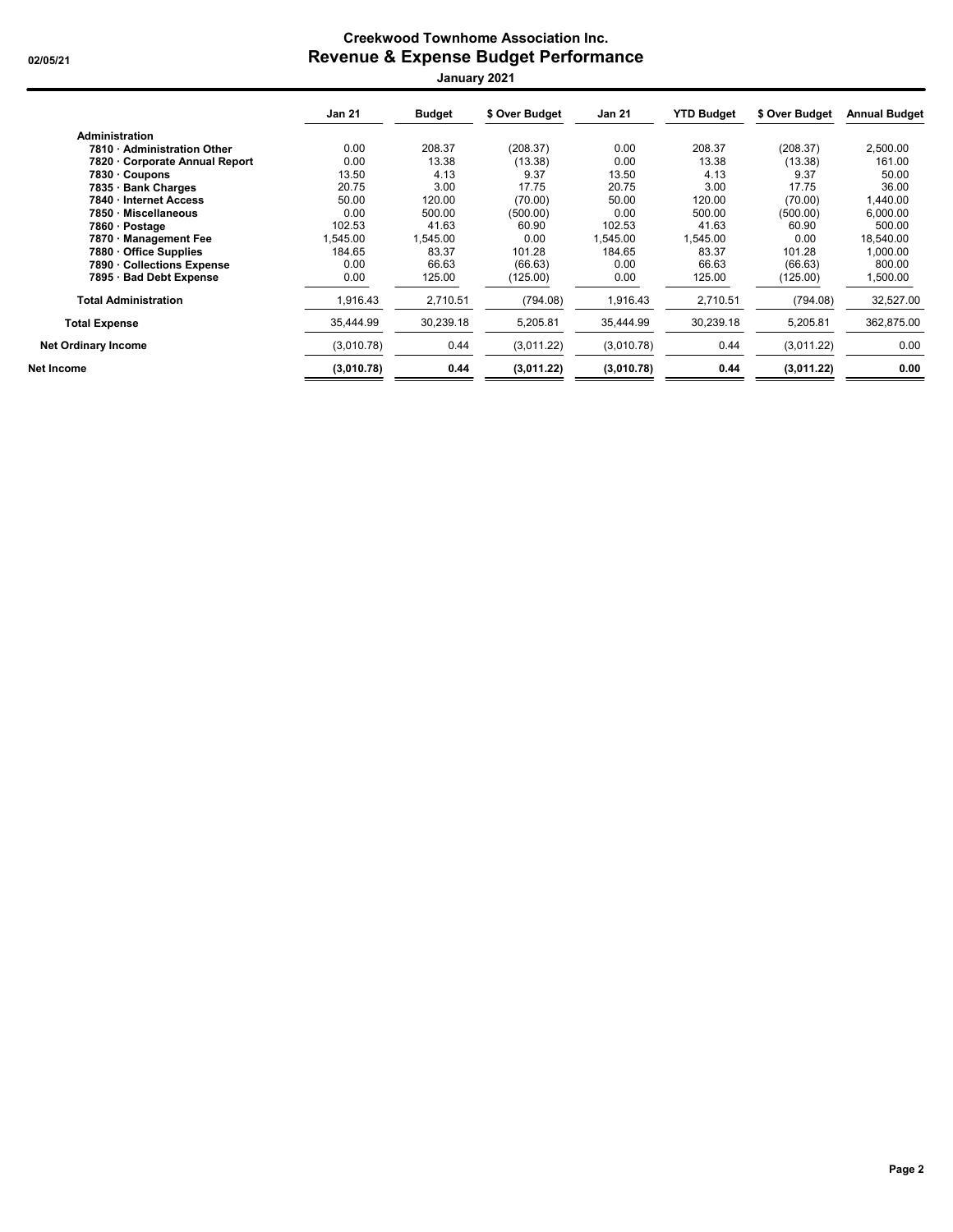# Creekwood Townhome Association Inc.

## Revenue & Expense Budget Performance

### January 2021

02/05/21

| | Jan 21 | Budget | $ Over Budget | Jan 21 | YTD Budget | $ Over Budget | Annual Budget |
|---|---|---|---|---|---|---|---|
| **Administration** | | | | | | | |
| **7810 · Administration Other** | 0.00 | 208.37 | (208.37) | 0.00 | 208.37 | (208.37) | 2,500.00 |
| **7820 · Corporate Annual Report** | 0.00 | 13.38 | (13.38) | 0.00 | 13.38 | (13.38) | 161.00 |
| **7830 · Coupons** | 13.50 | 4.13 | 9.37 | 13.50 | 4.13 | 9.37 | 50.00 |
| **7835 · Bank Charges** | 20.75 | 3.00 | 17.75 | 20.75 | 3.00 | 17.75 | 36.00 |
| **7840 · Internet Access** | 50.00 | 120.00 | (70.00) | 50.00 | 120.00 | (70.00) | 1,440.00 |
| **7850 · Miscellaneous** | 0.00 | 500.00 | (500.00) | 0.00 | 500.00 | (500.00) | 6,000.00 |
| **7860 · Postage** | 102.53 | 41.63 | 60.90 | 102.53 | 41.63 | 60.90 | 500.00 |
| **7870 · Management Fee** | 1,545.00 | 1,545.00 | 0.00 | 1,545.00 | 1,545.00 | 0.00 | 18,540.00 |
| **7880 · Office Supplies** | 184.65 | 83.37 | 101.28 | 184.65 | 83.37 | 101.28 | 1,000.00 |
| **7890 · Collections Expense** | 0.00 | 66.63 | (66.63) | 0.00 | 66.63 | (66.63) | 800.00 |
| **7895 · Bad Debt Expense** | 0.00 | 125.00 | (125.00) | 0.00 | 125.00 | (125.00) | 1,500.00 |
| **Total Administration** | 1,916.43 | 2,710.51 | (794.08) | 1,916.43 | 2,710.51 | (794.08) | 32,527.00 |
| **Total Expense** | 35,444.99 | 30,239.18 | 5,205.81 | 35,444.99 | 30,239.18 | 5,205.81 | 362,875.00 |
| **Net Ordinary Income** | (3,010.78) | 0.44 | (3,011.22) | (3,010.78) | 0.44 | (3,011.22) | 0.00 |
| **Net Income** | **(3,010.78)** | **0.44** | **(3,011.22)** | **(3,010.78)** | **0.44** | **(3,011.22)** | **0.00** |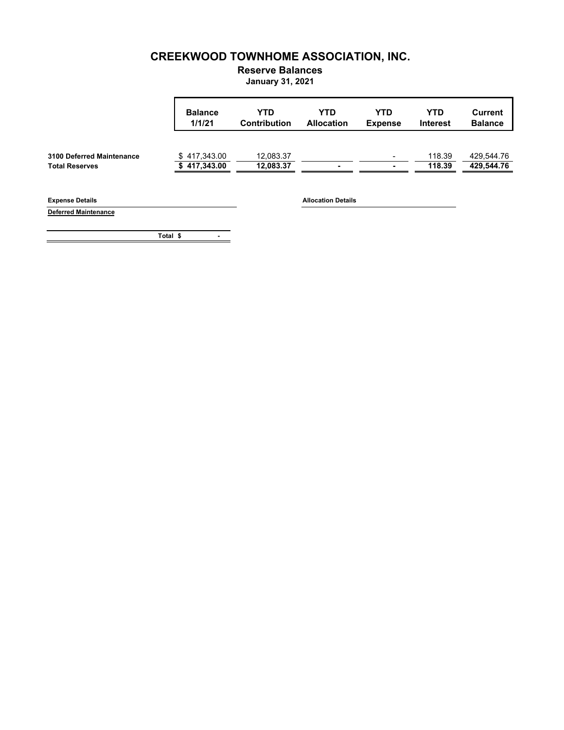# CREEKWOOD TOWNHOME ASSOCIATION, INC.

## Reserve Balances

### January 31, 2021

| | Balance 1/1/21 | YTD Contribution | YTD Allocation | YTD Expense | YTD Interest | Current Balance |
|---|---|---|---|---|---|---|
| **3100 Deferred Maintenance** | $ 417,343.00 | 12,083.37 | | - | 118.39 | 429,544.76 |
| **Total Reserves** | **$ 417,343.00** | **12,083.37** | **-** | **-** | **118.39** | **429,544.76** |

**Expense Details**

**Deferred Maintenance**

| | |
|---|---|
| **Total** | **$ -** |

**Allocation Details**